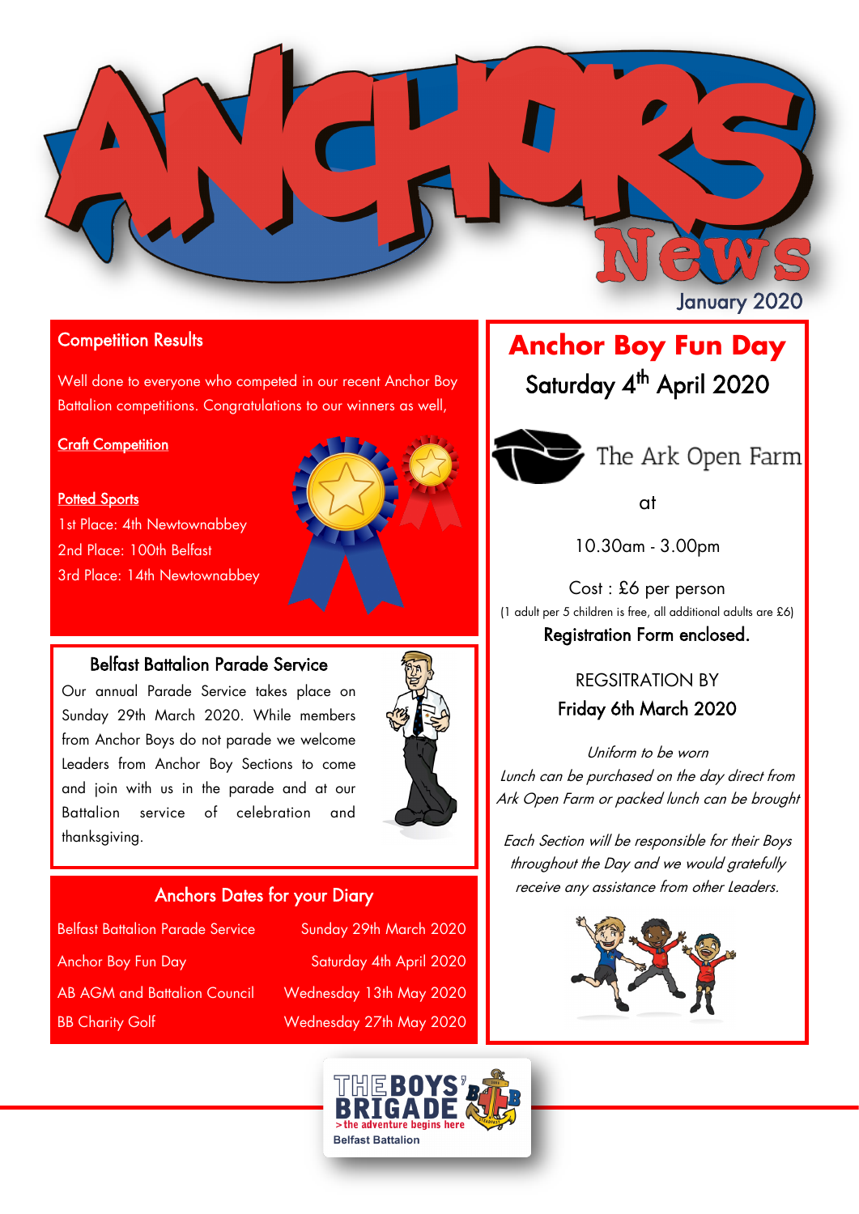# Anchors News

January 2020

## Competition Results

Well done to everyone who competed in our recent Anchor Boy Battalion competitions. Congratulations to our winners as well,

<u>Craft Competition</u>

<u>Potted Sports</u>

1st Place: 4th Newtownabbey

2nd Place: 100th Belfast

3rd Place: 14th Newtownabbey

## Belfast Battalion Parade Service

Our annual Parade Service takes place on Sunday 29th March 2020. While members from Anchor Boys do not parade we welcome Leaders from Anchor Boy Sections to come and join with us in the parade and at our Battalion service of celebration and thanksgiving.

## Anchors Dates for your Diary

| | |
|---|---|
| Belfast Battalion Parade Service | Sunday 29th March 2020 |
| Anchor Boy Fun Day | Saturday 4th April 2020 |
| AB AGM and Battalion Council | Wednesday 13th May 2020 |
| BB Charity Golf | Wednesday 27th May 2020 |

## Anchor Boy Fun Day

**Saturday 4th April 2020**

at

The Ark Open Farm

10.30am - 3.00pm

Cost : £6 per person

(1 adult per 5 children is free, all additional adults are £6)

**Registration Form enclosed.**

REGSITRATION BY

**Friday 6th March 2020**

*Uniform to be worn*

*Lunch can be purchased on the day direct from Ark Open Farm or packed lunch can be brought*

*Each Section will be responsible for their Boys throughout the Day and we would gratefully receive any assistance from other Leaders.*

THE BOYS' BRIGADE
> the adventure begins here
Belfast Battalion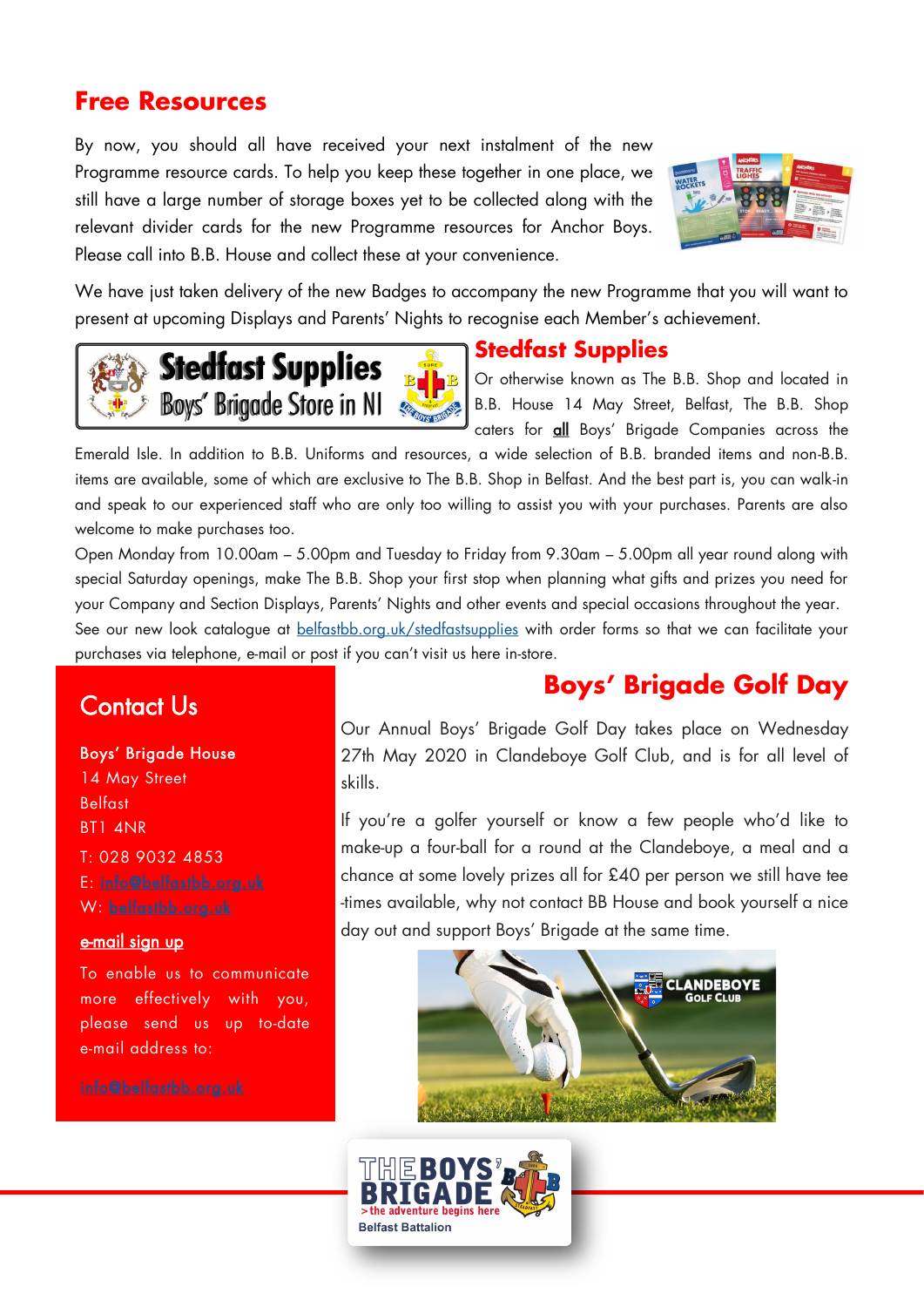## Free Resources

By now, you should all have received your next instalment of the new Programme resource cards. To help you keep these together in one place, we still have a large number of storage boxes yet to be collected along with the relevant divider cards for the new Programme resources for Anchor Boys. Please call into B.B. House and collect these at your convenience.

We have just taken delivery of the new Badges to accompany the new Programme that you will want to present at upcoming Displays and Parents' Nights to recognise each Member's achievement.

## Stedfast Supplies

Or otherwise known as The B.B. Shop and located in B.B. House 14 May Street, Belfast, The B.B. Shop caters for **all** Boys' Brigade Companies across the Emerald Isle. In addition to B.B. Uniforms and resources, a wide selection of B.B. branded items and non-B.B. items are available, some of which are exclusive to The B.B. Shop in Belfast. And the best part is, you can walk-in and speak to our experienced staff who are only too willing to assist you with your purchases. Parents are also welcome to make purchases too.

Open Monday from 10.00am – 5.00pm and Tuesday to Friday from 9.30am – 5.00pm all year round along with special Saturday openings, make The B.B. Shop your first stop when planning what gifts and prizes you need for your Company and Section Displays, Parents' Nights and other events and special occasions throughout the year.

See our new look catalogue at belfastbb.org.uk/stedfastsupplies with order forms so that we can facilitate your purchases via telephone, e-mail or post if you can't visit us here in-store.

## Contact Us

**Boys' Brigade House**
14 May Street
Belfast
BT1 4NR

T: 028 9032 4853
E: info@belfastbb.org.uk
W: belfastbb.org.uk

**e-mail sign up**

To enable us to communicate more effectively with you, please send us up to-date e-mail address to:

info@belfastbb.org.uk

## Boys' Brigade Golf Day

Our Annual Boys' Brigade Golf Day takes place on Wednesday 27th May 2020 in Clandeboye Golf Club, and is for all level of skills.

If you're a golfer yourself or know a few people who'd like to make-up a four-ball for a round at the Clandeboye, a meal and a chance at some lovely prizes all for £40 per person we still have tee-times available, why not contact BB House and book yourself a nice day out and support Boys' Brigade at the same time.